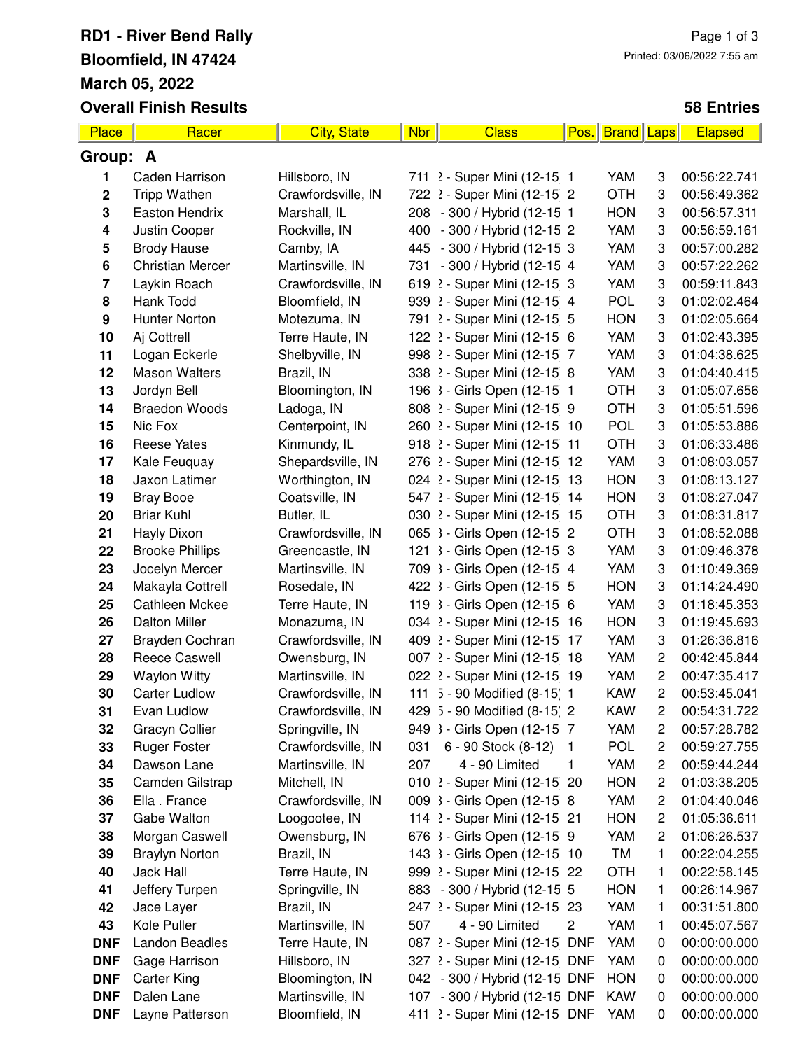# RD1 - River Bend Rally

**Bloomfield, IN 47424**

**March 05, 2022**

**Overall Finish Results**

Printed: 03/06/2022 7:55 am

**58 Entries**

| Place | Racer | City, State | Nbr | Class | Pos. | Brand | Laps | Elapsed |
|---|---|---|---|---|---|---|---|---|
| **Group: A** | | | | | | | | |
| 1 | Caden Harrison | Hillsboro, IN | 711 | 2 - Super Mini (12-15 | 1 | YAM | 3 | 00:56:22.741 |
| 2 | Tripp Wathen | Crawfordsville, IN | 722 | 2 - Super Mini (12-15 | 2 | OTH | 3 | 00:56:49.362 |
| 3 | Easton Hendrix | Marshall, IL | 208 | - 300 / Hybrid (12-15 | 1 | HON | 3 | 00:56:57.311 |
| 4 | Justin Cooper | Rockville, IN | 400 | - 300 / Hybrid (12-15 | 2 | YAM | 3 | 00:56:59.161 |
| 5 | Brody Hause | Camby, IA | 445 | - 300 / Hybrid (12-15 | 3 | YAM | 3 | 00:57:00.282 |
| 6 | Christian Mercer | Martinsville, IN | 731 | - 300 / Hybrid (12-15 | 4 | YAM | 3 | 00:57:22.262 |
| 7 | Laykin Roach | Crawfordsville, IN | 619 | 2 - Super Mini (12-15 | 3 | YAM | 3 | 00:59:11.843 |
| 8 | Hank Todd | Bloomfield, IN | 939 | 2 - Super Mini (12-15 | 4 | POL | 3 | 01:02:02.464 |
| 9 | Hunter Norton | Motezuma, IN | 791 | 2 - Super Mini (12-15 | 5 | HON | 3 | 01:02:05.664 |
| 10 | Aj Cottrell | Terre Haute, IN | 122 | 2 - Super Mini (12-15 | 6 | YAM | 3 | 01:02:43.395 |
| 11 | Logan Eckerle | Shelbyville, IN | 998 | 2 - Super Mini (12-15 | 7 | YAM | 3 | 01:04:38.625 |
| 12 | Mason Walters | Brazil, IN | 338 | 2 - Super Mini (12-15 | 8 | YAM | 3 | 01:04:40.415 |
| 13 | Jordyn Bell | Bloomington, IN | 196 | 3 - Girls Open (12-15 | 1 | OTH | 3 | 01:05:07.656 |
| 14 | Braedon Woods | Ladoga, IN | 808 | 2 - Super Mini (12-15 | 9 | OTH | 3 | 01:05:51.596 |
| 15 | Nic Fox | Centerpoint, IN | 260 | 2 - Super Mini (12-15 | 10 | POL | 3 | 01:05:53.886 |
| 16 | Reese Yates | Kinmundy, IL | 918 | 2 - Super Mini (12-15 | 11 | OTH | 3 | 01:06:33.486 |
| 17 | Kale Feuquay | Shepardsville, IN | 276 | 2 - Super Mini (12-15 | 12 | YAM | 3 | 01:08:03.057 |
| 18 | Jaxon Latimer | Worthington, IN | 024 | 2 - Super Mini (12-15 | 13 | HON | 3 | 01:08:13.127 |
| 19 | Bray Booe | Coatsville, IN | 547 | 2 - Super Mini (12-15 | 14 | HON | 3 | 01:08:27.047 |
| 20 | Briar Kuhl | Butler, IL | 030 | 2 - Super Mini (12-15 | 15 | OTH | 3 | 01:08:31.817 |
| 21 | Hayly Dixon | Crawfordsville, IN | 065 | 3 - Girls Open (12-15 | 2 | OTH | 3 | 01:08:52.088 |
| 22 | Brooke Phillips | Greencastle, IN | 121 | 3 - Girls Open (12-15 | 3 | YAM | 3 | 01:09:46.378 |
| 23 | Jocelyn Mercer | Martinsville, IN | 709 | 3 - Girls Open (12-15 | 4 | YAM | 3 | 01:10:49.369 |
| 24 | Makayla Cottrell | Rosedale, IN | 422 | 3 - Girls Open (12-15 | 5 | HON | 3 | 01:14:24.490 |
| 25 | Cathleen Mckee | Terre Haute, IN | 119 | 3 - Girls Open (12-15 | 6 | YAM | 3 | 01:18:45.353 |
| 26 | Dalton Miller | Monazuma, IN | 034 | 2 - Super Mini (12-15 | 16 | HON | 3 | 01:19:45.693 |
| 27 | Brayden Cochran | Crawfordsville, IN | 409 | 2 - Super Mini (12-15 | 17 | YAM | 3 | 01:26:36.816 |
| 28 | Reece Caswell | Owensburg, IN | 007 | 2 - Super Mini (12-15 | 18 | YAM | 2 | 00:42:45.844 |
| 29 | Waylon Witty | Martinsville, IN | 022 | 2 - Super Mini (12-15 | 19 | YAM | 2 | 00:47:35.417 |
| 30 | Carter Ludlow | Crawfordsville, IN | 111 | 5 - 90 Modified (8-15) | 1 | KAW | 2 | 00:53:45.041 |
| 31 | Evan Ludlow | Crawfordsville, IN | 429 | 5 - 90 Modified (8-15) | 2 | KAW | 2 | 00:54:31.722 |
| 32 | Gracyn Collier | Springville, IN | 949 | 3 - Girls Open (12-15 | 7 | YAM | 2 | 00:57:28.782 |
| 33 | Ruger Foster | Crawfordsville, IN | 031 | 6 - 90 Stock (8-12) | 1 | POL | 2 | 00:59:27.755 |
| 34 | Dawson Lane | Martinsville, IN | 207 | 4 - 90 Limited | 1 | YAM | 2 | 00:59:44.244 |
| 35 | Camden Gilstrap | Mitchell, IN | 010 | 2 - Super Mini (12-15 | 20 | HON | 2 | 01:03:38.205 |
| 36 | Ella . France | Crawfordsville, IN | 009 | 3 - Girls Open (12-15 | 8 | YAM | 2 | 01:04:40.046 |
| 37 | Gabe Walton | Loogootee, IN | 114 | 2 - Super Mini (12-15 | 21 | HON | 2 | 01:05:36.611 |
| 38 | Morgan Caswell | Owensburg, IN | 676 | 3 - Girls Open (12-15 | 9 | YAM | 2 | 01:06:26.537 |
| 39 | Braylyn Norton | Brazil, IN | 143 | 3 - Girls Open (12-15 | 10 | TM | 1 | 00:22:04.255 |
| 40 | Jack Hall | Terre Haute, IN | 999 | 2 - Super Mini (12-15 | 22 | OTH | 1 | 00:22:58.145 |
| 41 | Jeffery Turpen | Springville, IN | 883 | - 300 / Hybrid (12-15 | 5 | HON | 1 | 00:26:14.967 |
| 42 | Jace Layer | Brazil, IN | 247 | 2 - Super Mini (12-15 | 23 | YAM | 1 | 00:31:51.800 |
| 43 | Kole Puller | Martinsville, IN | 507 | 4 - 90 Limited | 2 | YAM | 1 | 00:45:07.567 |
| DNF | Landon Beadles | Terre Haute, IN | 087 | 2 - Super Mini (12-15 | DNF | YAM | 0 | 00:00:00.000 |
| DNF | Gage Harrison | Hillsboro, IN | 327 | 2 - Super Mini (12-15 | DNF | YAM | 0 | 00:00:00.000 |
| DNF | Carter King | Bloomington, IN | 042 | - 300 / Hybrid (12-15 | DNF | HON | 0 | 00:00:00.000 |
| DNF | Dalen Lane | Martinsville, IN | 107 | - 300 / Hybrid (12-15 | DNF | KAW | 0 | 00:00:00.000 |
| DNF | Layne Patterson | Bloomfield, IN | 411 | 2 - Super Mini (12-15 | DNF | YAM | 0 | 00:00:00.000 |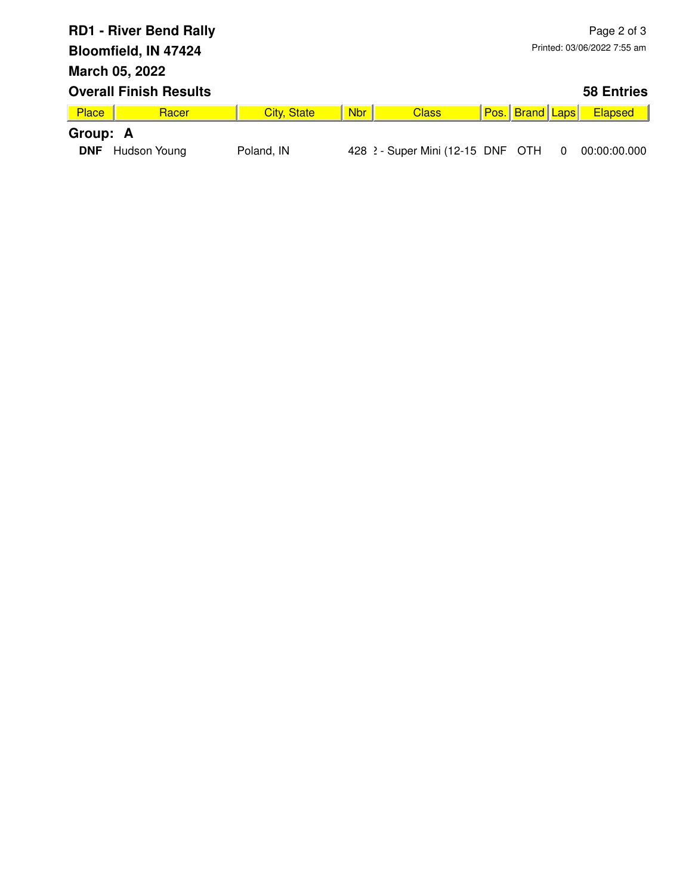**RD1 - River Bend Rally**
**Bloomfield, IN 47424**
**March 05, 2022**

**Overall Finish Results** **58 Entries**

| Place | Racer | City, State | Nbr | Class | Pos. | Brand | Laps | Elapsed |
|---|---|---|---|---|---|---|---|---|
| **Group: A** | | | | | | | | |
| **DNF** | Hudson Young | Poland, IN | 428 | ? - Super Mini (12-15 | DNF | OTH | 0 | 00:00:00.000 |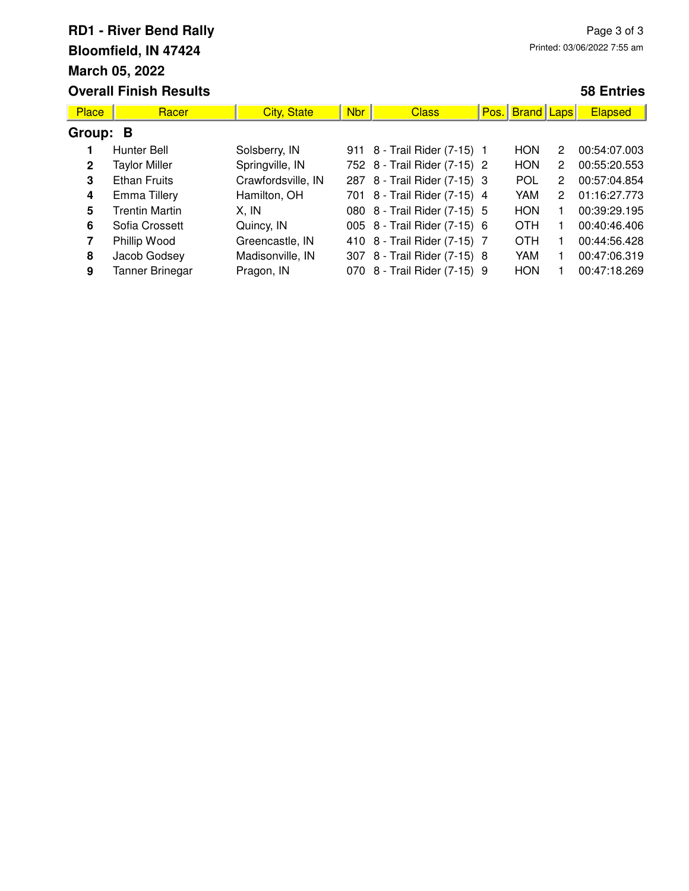# RD1 - River Bend Rally

**Bloomfield, IN 47424**

**March 05, 2022**

**Overall Finish Results**

Printed: 03/06/2022 7:55 am

**58 Entries**

| Place | Racer | City, State | Nbr | Class | Pos. | Brand | Laps | Elapsed |
|---|---|---|---|---|---|---|---|---|
| **Group: B** | | | | | | | | |
| 1 | Hunter Bell | Solsberry, IN | 911 | 8 - Trail Rider (7-15) | 1 | HON | 2 | 00:54:07.003 |
| 2 | Taylor Miller | Springville, IN | 752 | 8 - Trail Rider (7-15) | 2 | HON | 2 | 00:55:20.553 |
| 3 | Ethan Fruits | Crawfordsville, IN | 287 | 8 - Trail Rider (7-15) | 3 | POL | 2 | 00:57:04.854 |
| 4 | Emma Tillery | Hamilton, OH | 701 | 8 - Trail Rider (7-15) | 4 | YAM | 2 | 01:16:27.773 |
| 5 | Trentin Martin | X, IN | 080 | 8 - Trail Rider (7-15) | 5 | HON | 1 | 00:39:29.195 |
| 6 | Sofia Crossett | Quincy, IN | 005 | 8 - Trail Rider (7-15) | 6 | OTH | 1 | 00:40:46.406 |
| 7 | Phillip Wood | Greencastle, IN | 410 | 8 - Trail Rider (7-15) | 7 | OTH | 1 | 00:44:56.428 |
| 8 | Jacob Godsey | Madisonville, IN | 307 | 8 - Trail Rider (7-15) | 8 | YAM | 1 | 00:47:06.319 |
| 9 | Tanner Brinegar | Pragon, IN | 070 | 8 - Trail Rider (7-15) | 9 | HON | 1 | 00:47:18.269 |